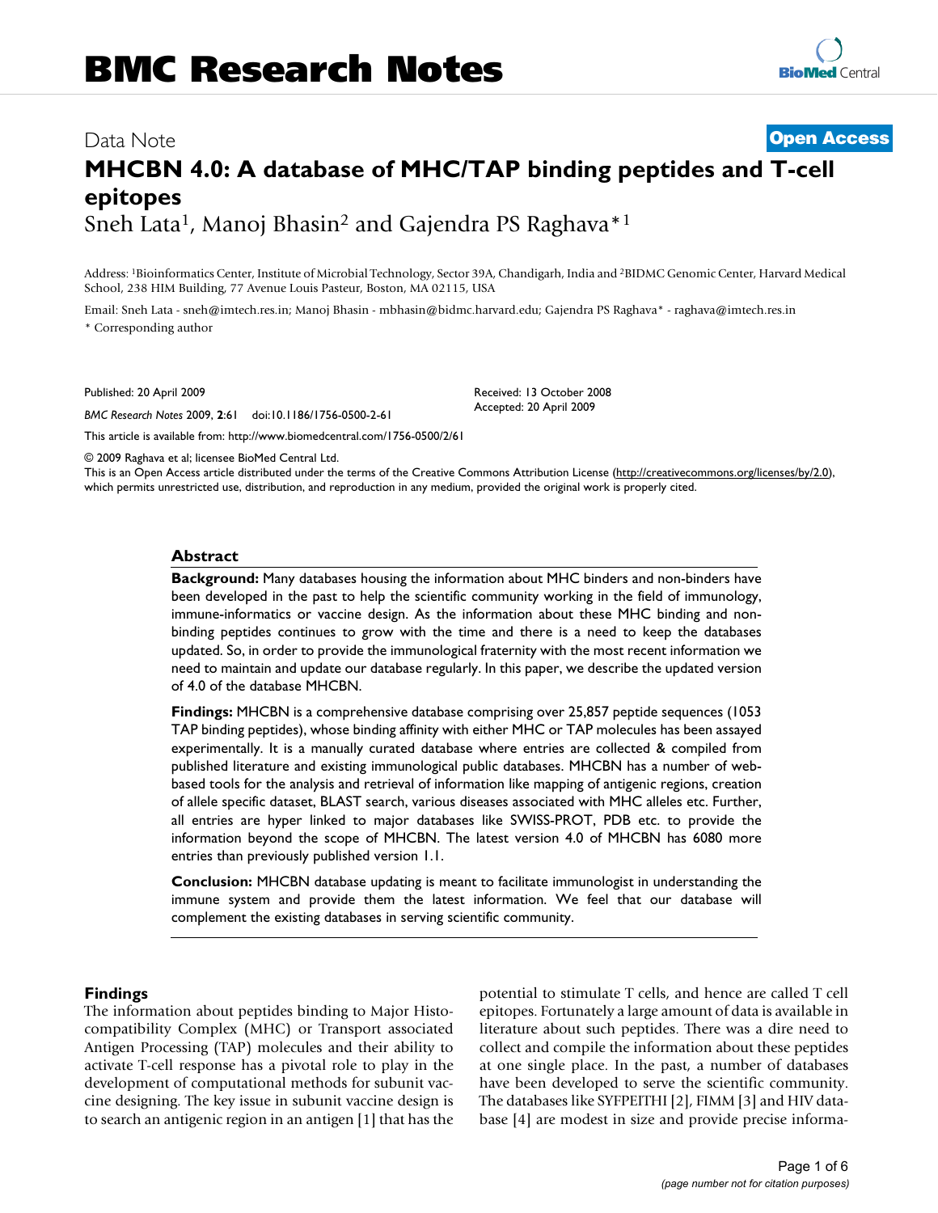Data Note **Open Access**

# MHCBN 4.0: A database of MHC/TAP binding peptides and T-cell epitopes

Sneh Lata[1], Manoj Bhasin[2] and Gajendra PS Raghava*[1]

Address: [1]Bioinformatics Center, Institute of Microbial Technology, Sector 39A, Chandigarh, India and [2]BIDMC Genomic Center, Harvard Medical School, 238 HIM Building, 77 Avenue Louis Pasteur, Boston, MA 02115, USA

Email: Sneh Lata - sneh@imtech.res.in; Manoj Bhasin - mbhasin@bidmc.harvard.edu; Gajendra PS Raghava* - raghava@imtech.res.in

* Corresponding author

Published: 20 April 2009

*BMC Research Notes* 2009, **2**:61 doi:10.1186/1756-0500-2-61

Received: 13 October 2008
Accepted: 20 April 2009

This article is available from: http://www.biomedcentral.com/1756-0500/2/61

© 2009 Raghava et al; licensee BioMed Central Ltd.
This is an Open Access article distributed under the terms of the Creative Commons Attribution License (http://creativecommons.org/licenses/by/2.0), which permits unrestricted use, distribution, and reproduction in any medium, provided the original work is properly cited.

## Abstract

**Background:** Many databases housing the information about MHC binders and non-binders have been developed in the past to help the scientific community working in the field of immunology, immune-informatics or vaccine design. As the information about these MHC binding and non-binding peptides continues to grow with the time and there is a need to keep the databases updated. So, in order to provide the immunological fraternity with the most recent information we need to maintain and update our database regularly. In this paper, we describe the updated version of 4.0 of the database MHCBN.

**Findings:** MHCBN is a comprehensive database comprising over 25,857 peptide sequences (1053 TAP binding peptides), whose binding affinity with either MHC or TAP molecules has been assayed experimentally. It is a manually curated database where entries are collected & compiled from published literature and existing immunological public databases. MHCBN has a number of web-based tools for the analysis and retrieval of information like mapping of antigenic regions, creation of allele specific dataset, BLAST search, various diseases associated with MHC alleles etc. Further, all entries are hyper linked to major databases like SWISS-PROT, PDB etc. to provide the information beyond the scope of MHCBN. The latest version 4.0 of MHCBN has 6080 more entries than previously published version 1.1.

**Conclusion:** MHCBN database updating is meant to facilitate immunologist in understanding the immune system and provide them the latest information. We feel that our database will complement the existing databases in serving scientific community.

## Findings

The information about peptides binding to Major Histocompatibility Complex (MHC) or Transport associated Antigen Processing (TAP) molecules and their ability to activate T-cell response has a pivotal role to play in the development of computational methods for subunit vaccine designing. The key issue in subunit vaccine design is to search an antigenic region in an antigen [1] that has the potential to stimulate T cells, and hence are called T cell epitopes. Fortunately a large amount of data is available in literature about such peptides. There was a dire need to collect and compile the information about these peptides at one single place. In the past, a number of databases have been developed to serve the scientific community. The databases like SYFPEITHI [2], FIMM [3] and HIV database [4] are modest in size and provide precise informa-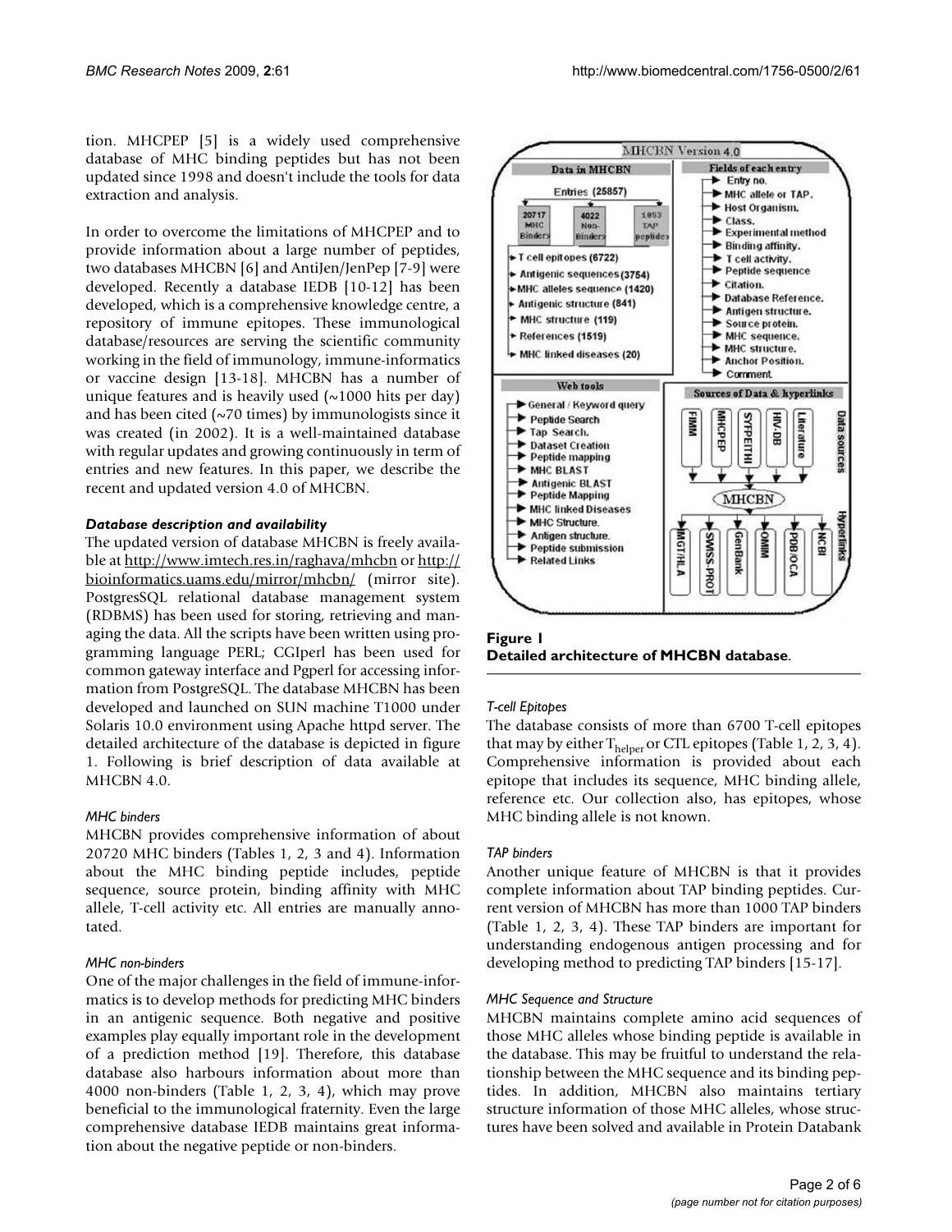tion. MHCPEP [5] is a widely used comprehensive database of MHC binding peptides but has not been updated since 1998 and doesn't include the tools for data extraction and analysis.

In order to overcome the limitations of MHCPEP and to provide information about a large number of peptides, two databases MHCBN [6] and AntiJen/JenPep [7-9] were developed. Recently a database IEDB [10-12] has been developed, which is a comprehensive knowledge centre, a repository of immune epitopes. These immunological database/resources are serving the scientific community working in the field of immunology, immune-informatics or vaccine design [13-18]. MHCBN has a number of unique features and is heavily used (~1000 hits per day) and has been cited (~70 times) by immunologists since it was created (in 2002). It is a well-maintained database with regular updates and growing continuously in term of entries and new features. In this paper, we describe the recent and updated version 4.0 of MHCBN.

### *Database description and availability*

The updated version of database MHCBN is freely available at http://www.imtech.res.in/raghava/mhcbn or http://bioinformatics.uams.edu/mirror/mhcbn/ (mirror site). PostgresSQL relational database management system (RDBMS) has been used for storing, retrieving and managing the data. All the scripts have been written using programming language PERL; CGIperl has been used for common gateway interface and Pgperl for accessing information from PostgreSQL. The database MHCBN has been developed and launched on SUN machine T1000 under Solaris 10.0 environment using Apache httpd server. The detailed architecture of the database is depicted in figure 1. Following is brief description of data available at MHCBN 4.0.

#### *MHC binders*

MHCBN provides comprehensive information of about 20720 MHC binders (Tables 1, 2, 3 and 4). Information about the MHC binding peptide includes, peptide sequence, source protein, binding affinity with MHC allele, T-cell activity etc. All entries are manually annotated.

#### *MHC non-binders*

One of the major challenges in the field of immune-informatics is to develop methods for predicting MHC binders in an antigenic sequence. Both negative and positive examples play equally important role in the development of a prediction method [19]. Therefore, this database database also harbours information about more than 4000 non-binders (Table 1, 2, 3, 4), which may prove beneficial to the immunological fraternity. Even the large comprehensive database IEDB maintains great information about the negative peptide or non-binders.

**Figure 1**
**Detailed architecture of MHCBN database.**

#### *T-cell Epitopes*

The database consists of more than 6700 T-cell epitopes that may by either $T_{helper}$ or CTL epitopes (Table 1, 2, 3, 4). Comprehensive information is provided about each epitope that includes its sequence, MHC binding allele, reference etc. Our collection also, has epitopes, whose MHC binding allele is not known.

#### *TAP binders*

Another unique feature of MHCBN is that it provides complete information about TAP binding peptides. Current version of MHCBN has more than 1000 TAP binders (Table 1, 2, 3, 4). These TAP binders are important for understanding endogenous antigen processing and for developing method to predicting TAP binders [15-17].

#### *MHC Sequence and Structure*

MHCBN maintains complete amino acid sequences of those MHC alleles whose binding peptide is available in the database. This may be fruitful to understand the relationship between the MHC sequence and its binding peptides. In addition, MHCBN also maintains tertiary structure information of those MHC alleles, whose structures have been solved and available in Protein Databank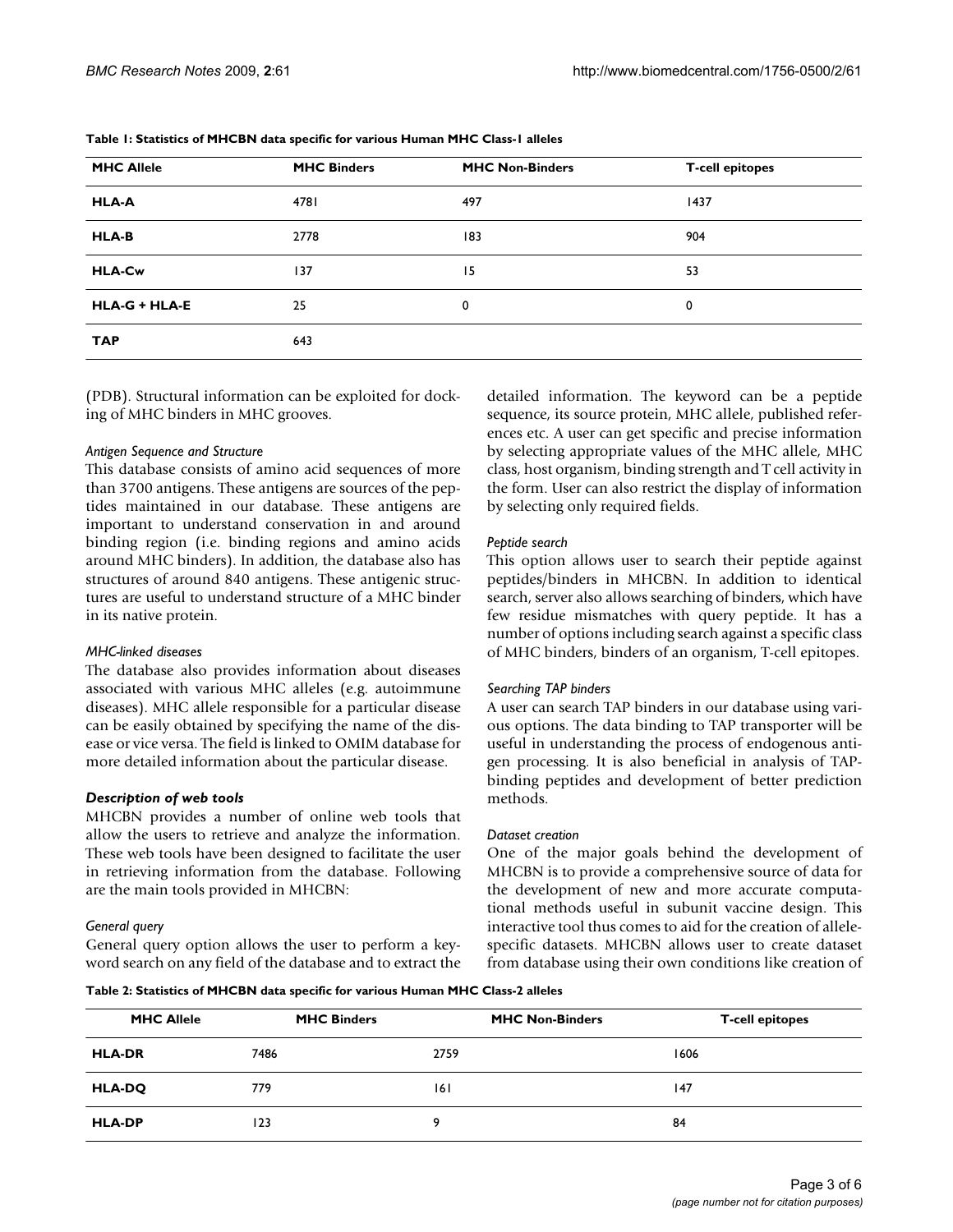**Table 1: Statistics of MHCBN data specific for various Human MHC Class-1 alleles**

| MHC Allele | MHC Binders | MHC Non-Binders | T-cell epitopes |
| --- | --- | --- | --- |
| **HLA-A** | 4781 | 497 | 1437 |
| **HLA-B** | 2778 | 183 | 904 |
| **HLA-Cw** | 137 | 15 | 53 |
| **HLA-G + HLA-E** | 25 | 0 | 0 |
| **TAP** | 643 | | |

(PDB). Structural information can be exploited for docking of MHC binders in MHC grooves.

*Antigen Sequence and Structure*

This database consists of amino acid sequences of more than 3700 antigens. These antigens are sources of the peptides maintained in our database. These antigens are important to understand conservation in and around binding region (i.e. binding regions and amino acids around MHC binders). In addition, the database also has structures of around 840 antigens. These antigenic structures are useful to understand structure of a MHC binder in its native protein.

*MHC-linked diseases*

The database also provides information about diseases associated with various MHC alleles (e.g. autoimmune diseases). MHC allele responsible for a particular disease can be easily obtained by specifying the name of the disease or vice versa. The field is linked to OMIM database for more detailed information about the particular disease.

### *Description of web tools*

MHCBN provides a number of online web tools that allow the users to retrieve and analyze the information. These web tools have been designed to facilitate the user in retrieving information from the database. Following are the main tools provided in MHCBN:

*General query*

General query option allows the user to perform a keyword search on any field of the database and to extract the detailed information. The keyword can be a peptide sequence, its source protein, MHC allele, published references etc. A user can get specific and precise information by selecting appropriate values of the MHC allele, MHC class, host organism, binding strength and T cell activity in the form. User can also restrict the display of information by selecting only required fields.

*Peptide search*

This option allows user to search their peptide against peptides/binders in MHCBN. In addition to identical search, server also allows searching of binders, which have few residue mismatches with query peptide. It has a number of options including search against a specific class of MHC binders, binders of an organism, T-cell epitopes.

*Searching TAP binders*

A user can search TAP binders in our database using various options. The data binding to TAP transporter will be useful in understanding the process of endogenous antigen processing. It is also beneficial in analysis of TAP-binding peptides and development of better prediction methods.

*Dataset creation*

One of the major goals behind the development of MHCBN is to provide a comprehensive source of data for the development of new and more accurate computational methods useful in subunit vaccine design. This interactive tool thus comes to aid for the creation of allele-specific datasets. MHCBN allows user to create dataset from database using their own conditions like creation of

**Table 2: Statistics of MHCBN data specific for various Human MHC Class-2 alleles**

| MHC Allele | MHC Binders | MHC Non-Binders | T-cell epitopes |
| --- | --- | --- | --- |
| **HLA-DR** | 7486 | 2759 | 1606 |
| **HLA-DQ** | 779 | 161 | 147 |
| **HLA-DP** | 123 | 9 | 84 |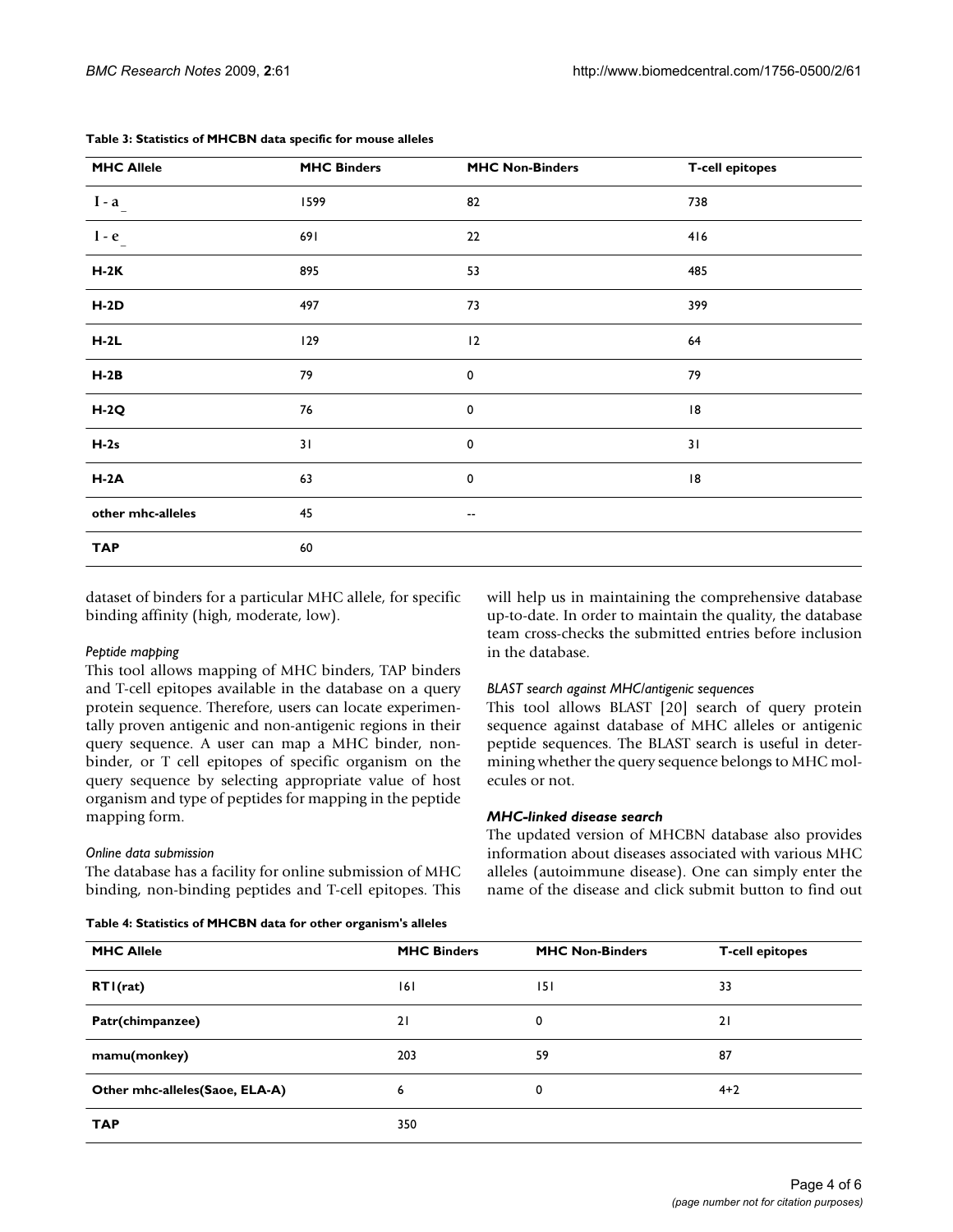**Table 3: Statistics of MHCBN data specific for mouse alleles**

| MHC Allele | MHC Binders | MHC Non-Binders | T-cell epitopes |
| --- | --- | --- | --- |
| I - a_ | 1599 | 82 | 738 |
| I - e_ | 691 | 22 | 416 |
| H-2K | 895 | 53 | 485 |
| H-2D | 497 | 73 | 399 |
| H-2L | 129 | 12 | 64 |
| H-2B | 79 | 0 | 79 |
| H-2Q | 76 | 0 | 18 |
| H-2s | 31 | 0 | 31 |
| H-2A | 63 | 0 | 18 |
| other mhc-alleles | 45 | -- | |
| TAP | 60 | | |

dataset of binders for a particular MHC allele, for specific binding affinity (high, moderate, low).

*Peptide mapping*

This tool allows mapping of MHC binders, TAP binders and T-cell epitopes available in the database on a query protein sequence. Therefore, users can locate experimentally proven antigenic and non-antigenic regions in their query sequence. A user can map a MHC binder, non-binder, or T cell epitopes of specific organism on the query sequence by selecting appropriate value of host organism and type of peptides for mapping in the peptide mapping form.

*Online data submission*

The database has a facility for online submission of MHC binding, non-binding peptides and T-cell epitopes. This will help us in maintaining the comprehensive database up-to-date. In order to maintain the quality, the database team cross-checks the submitted entries before inclusion in the database.

*BLAST search against MHC/antigenic sequences*

This tool allows BLAST [20] search of query protein sequence against database of MHC alleles or antigenic peptide sequences. The BLAST search is useful in determining whether the query sequence belongs to MHC molecules or not.

***MHC-linked disease search***

The updated version of MHCBN database also provides information about diseases associated with various MHC alleles (autoimmune disease). One can simply enter the name of the disease and click submit button to find out

**Table 4: Statistics of MHCBN data for other organism's alleles**

| MHC Allele | MHC Binders | MHC Non-Binders | T-cell epitopes |
| --- | --- | --- | --- |
| RT1(rat) | 161 | 151 | 33 |
| Patr(chimpanzee) | 21 | 0 | 21 |
| mamu(monkey) | 203 | 59 | 87 |
| Other mhc-alleles(Saoe, ELA-A) | 6 | 0 | 4+2 |
| TAP | 350 | | |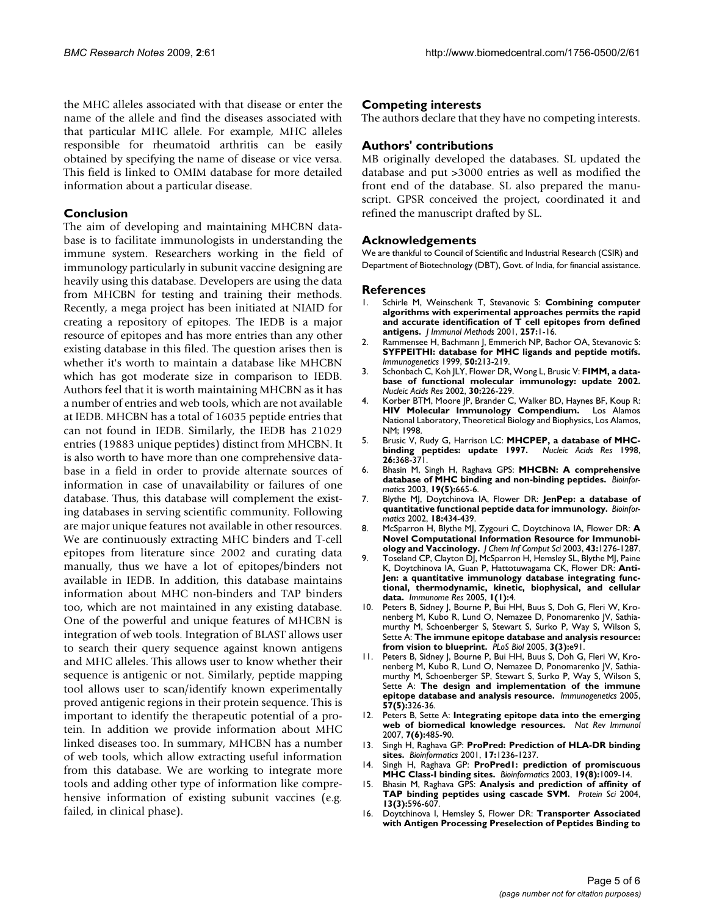the MHC alleles associated with that disease or enter the name of the allele and find the diseases associated with that particular MHC allele. For example, MHC alleles responsible for rheumatoid arthritis can be easily obtained by specifying the name of disease or vice versa. This field is linked to OMIM database for more detailed information about a particular disease.

## Conclusion

The aim of developing and maintaining MHCBN database is to facilitate immunologists in understanding the immune system. Researchers working in the field of immunology particularly in subunit vaccine designing are heavily using this database. Developers are using the data from MHCBN for testing and training their methods. Recently, a mega project has been initiated at NIAID for creating a repository of epitopes. The IEDB is a major resource of epitopes and has more entries than any other existing database in this filed. The question arises then is whether it's worth to maintain a database like MHCBN which has got moderate size in comparison to IEDB. Authors feel that it is worth maintaining MHCBN as it has a number of entries and web tools, which are not available at IEDB. MHCBN has a total of 16035 peptide entries that can not found in IEDB. Similarly, the IEDB has 21029 entries (19883 unique peptides) distinct from MHCBN. It is also worth to have more than one comprehensive database in a field in order to provide alternate sources of information in case of unavailability or failures of one database. Thus, this database will complement the existing databases in serving scientific community. Following are major unique features not available in other resources. We are continuously extracting MHC binders and T-cell epitopes from literature since 2002 and curating data manually, thus we have a lot of epitopes/binders not available in IEDB. In addition, this database maintains information about MHC non-binders and TAP binders too, which are not maintained in any existing database. One of the powerful and unique features of MHCBN is integration of web tools. Integration of BLAST allows user to search their query sequence against known antigens and MHC alleles. This allows user to know whether their sequence is antigenic or not. Similarly, peptide mapping tool allows user to scan/identify known experimentally proved antigenic regions in their protein sequence. This is important to identify the therapeutic potential of a protein. In addition we provide information about MHC linked diseases too. In summary, MHCBN has a number of web tools, which allow extracting useful information from this database. We are working to integrate more tools and adding other type of information like comprehensive information of existing subunit vaccines (e.g. failed, in clinical phase).

## Competing interests

The authors declare that they have no competing interests.

## Authors' contributions

MB originally developed the databases. SL updated the database and put >3000 entries as well as modified the front end of the database. SL also prepared the manuscript. GPSR conceived the project, coordinated it and refined the manuscript drafted by SL.

## Acknowledgements

We are thankful to Council of Scientific and Industrial Research (CSIR) and Department of Biotechnology (DBT), Govt. of India, for financial assistance.

## References

1. Schirle M, Weinschenk T, Stevanovic S: **Combining computer algorithms with experimental approaches permits the rapid and accurate identification of T cell epitopes from defined antigens.** *J Immunol Methods* 2001, **257:**1-16.
2. Rammensee H, Bachmann J, Emmerich NP, Bachor OA, Stevanovic S: **SYFPEITHI: database for MHC ligands and peptide motifs.** *Immunogenetics* 1999, **50:**213-219.
3. Schonbach C, Koh JLY, Flower DR, Wong L, Brusic V: **FIMM, a database of functional molecular immunology: update 2002.** *Nucleic Acids Res* 2002, **30:**226-229.
4. Korber BTM, Moore JP, Brander C, Walker BD, Haynes BF, Koup R: **HIV Molecular Immunology Compendium.** Los Alamos National Laboratory, Theoretical Biology and Biophysics, Los Alamos, NM; 1998.
5. Brusic V, Rudy G, Harrison LC: **MHCPEP, a database of MHC-binding peptides: update 1997.** *Nucleic Acids Res* 1998, **26:**368-371.
6. Bhasin M, Singh H, Raghava GPS: **MHCBN: A comprehensive database of MHC binding and non-binding peptides.** *Bioinformatics* 2003, **19(5):**665-6.
7. Blythe MJ, Doytchinova IA, Flower DR: **JenPep: a database of quantitative functional peptide data for immunology.** *Bioinformatics* 2002, **18:**434-439.
8. McSparron H, Blythe MJ, Zygouri C, Doytchinova IA, Flower DR: **A Novel Computational Information Resource for Immunobiology and Vaccinology.** *J Chem Inf Comput Sci* 2003, **43:**1276-1287.
9. Toseland CP, Clayton DJ, McSparron H, Hemsley SL, Blythe MJ, Paine K, Doytchinova IA, Guan P, Hattotuwagama CK, Flower DR: **AntiJen: a quantitative immunology database integrating functional, thermodynamic, kinetic, biophysical, and cellular data.** *Immunome Res* 2005, **1(1):**4.
10. Peters B, Sidney J, Bourne P, Bui HH, Buus S, Doh G, Fleri W, Kronenberg M, Kubo R, Lund O, Nemazee D, Ponomarenko JV, Sathiamurthy M, Schoenberger S, Stewart S, Surko P, Way S, Wilson S, Sette A: **The immune epitope database and analysis resource: from vision to blueprint.** *PLoS Biol* 2005, **3(3):**e91.
11. Peters B, Sidney J, Bourne P, Bui HH, Buus S, Doh G, Fleri W, Kronenberg M, Kubo R, Lund O, Nemazee D, Ponomarenko JV, Sathiamurthy M, Schoenberger SP, Stewart S, Surko P, Way S, Wilson S, Sette A: **The design and implementation of the immune epitope database and analysis resource.** *Immunogenetics* 2005, **57(5):**326-36.
12. Peters B, Sette A: **Integrating epitope data into the emerging web of biomedical knowledge resources.** *Nat Rev Immunol* 2007, **7(6):**485-90.
13. Singh H, Raghava GP: **ProPred: Prediction of HLA-DR binding sites.** *Bioinformatics* 2001, **17:**1236-1237.
14. Singh H, Raghava GP: **ProPred1: prediction of promiscuous MHC Class-I binding sites.** *Bioinformatics* 2003, **19(8):**1009-14.
15. Bhasin M, Raghava GPS: **Analysis and prediction of affinity of TAP binding peptides using cascade SVM.** *Protein Sci* 2004, **13(3):**596-607.
16. Doytchinova I, Hemsley S, Flower DR: **Transporter Associated with Antigen Processing Preselection of Peptides Binding to**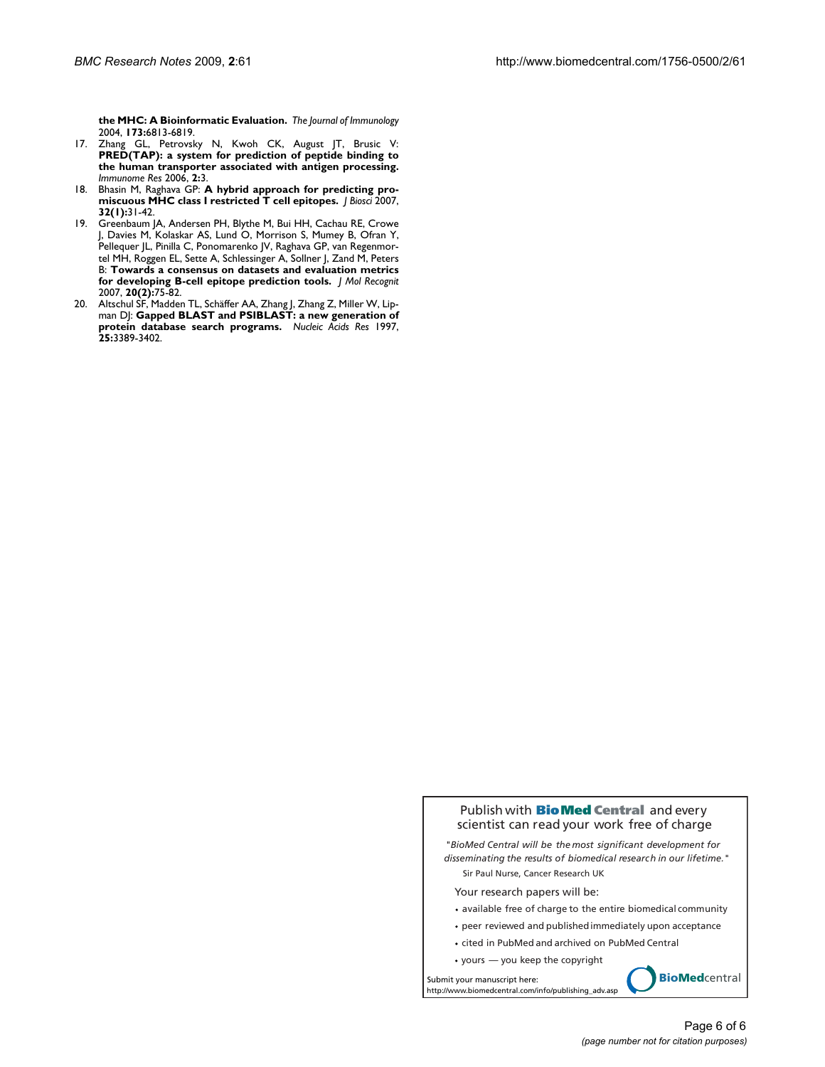**the MHC: A Bioinformatic Evaluation.** *The Journal of Immunology* 2004, **173:**6813-6819.

17. Zhang GL, Petrovsky N, Kwoh CK, August JT, Brusic V: **PRED(TAP): a system for prediction of peptide binding to the human transporter associated with antigen processing.** *Immunome Res* 2006, **2:**3.
18. Bhasin M, Raghava GP: **A hybrid approach for predicting promiscuous MHC class I restricted T cell epitopes.** *J Biosci* 2007, **32(1):**31-42.
19. Greenbaum JA, Andersen PH, Blythe M, Bui HH, Cachau RE, Crowe J, Davies M, Kolaskar AS, Lund O, Morrison S, Mumey B, Ofran Y, Pellequer JL, Pinilla C, Ponomarenko JV, Raghava GP, van Regenmortel MH, Roggen EL, Sette A, Schlessinger A, Sollner J, Zand M, Peters B: **Towards a consensus on datasets and evaluation metrics for developing B-cell epitope prediction tools.** *J Mol Recognit* 2007, **20(2):**75-82.
20. Altschul SF, Madden TL, Schäffer AA, Zhang J, Zhang Z, Miller W, Lipman DJ: **Gapped BLAST and PSIBLAST: a new generation of protein database search programs.** *Nucleic Acids Res* 1997, **25:**3389-3402.

Publish with **BioMed Central** and every scientist can read your work free of charge

*"BioMed Central will be the most significant development for disseminating the results of biomedical research in our lifetime."*

Sir Paul Nurse, Cancer Research UK

Your research papers will be:

- available free of charge to the entire biomedical community
- peer reviewed and published immediately upon acceptance
- cited in PubMed and archived on PubMed Central
- yours — you keep the copyright

Submit your manuscript here:
http://www.biomedcentral.com/info/publishing_adv.asp

**BioMed**central